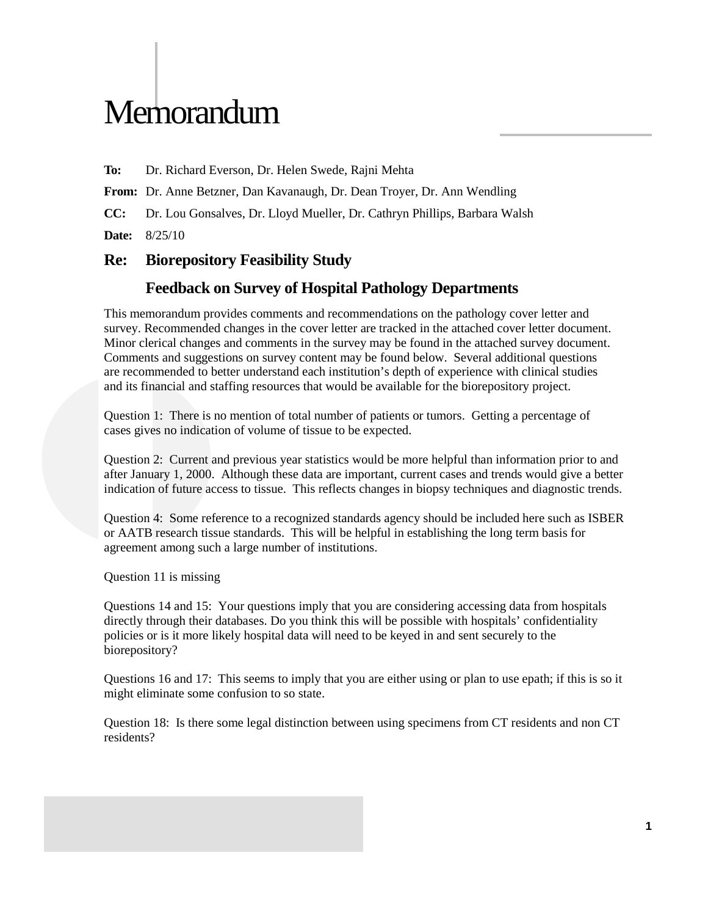# Memorandum

**To:** Dr. Richard Everson, Dr. Helen Swede, Rajni Mehta

**From:** Dr. Anne Betzner, Dan Kavanaugh, Dr. Dean Troyer, Dr. Ann Wendling

**CC:** Dr. Lou Gonsalves, Dr. Lloyd Mueller, Dr. Cathryn Phillips, Barbara Walsh

**Date:** 8/25/10

## Re: Biorepository Feasibility Study

## Feedback on Survey of Hospital Pathology Departments

This memorandum provides comments and recommendations on the pathology cover letter and survey. Recommended changes in the cover letter are tracked in the attached cover letter document. Minor clerical changes and comments in the survey may be found in the attached survey document. Comments and suggestions on survey content may be found below. Several additional questions are recommended to better understand each institution's depth of experience with clinical studies and its financial and staffing resources that would be available for the biorepository project.

Question 1: There is no mention of total number of patients or tumors. Getting a percentage of cases gives no indication of volume of tissue to be expected.

Question 2: Current and previous year statistics would be more helpful than information prior to and after January 1, 2000. Although these data are important, current cases and trends would give a better indication of future access to tissue. This reflects changes in biopsy techniques and diagnostic trends.

Question 4: Some reference to a recognized standards agency should be included here such as ISBER or AATB research tissue standards. This will be helpful in establishing the long term basis for agreement among such a large number of institutions.

Question 11 is missing

Questions 14 and 15: Your questions imply that you are considering accessing data from hospitals directly through their databases. Do you think this will be possible with hospitals' confidentiality policies or is it more likely hospital data will need to be keyed in and sent securely to the biorepository?

Questions 16 and 17: This seems to imply that you are either using or plan to use epath; if this is so it might eliminate some confusion to so state.

Question 18: Is there some legal distinction between using specimens from CT residents and non CT residents?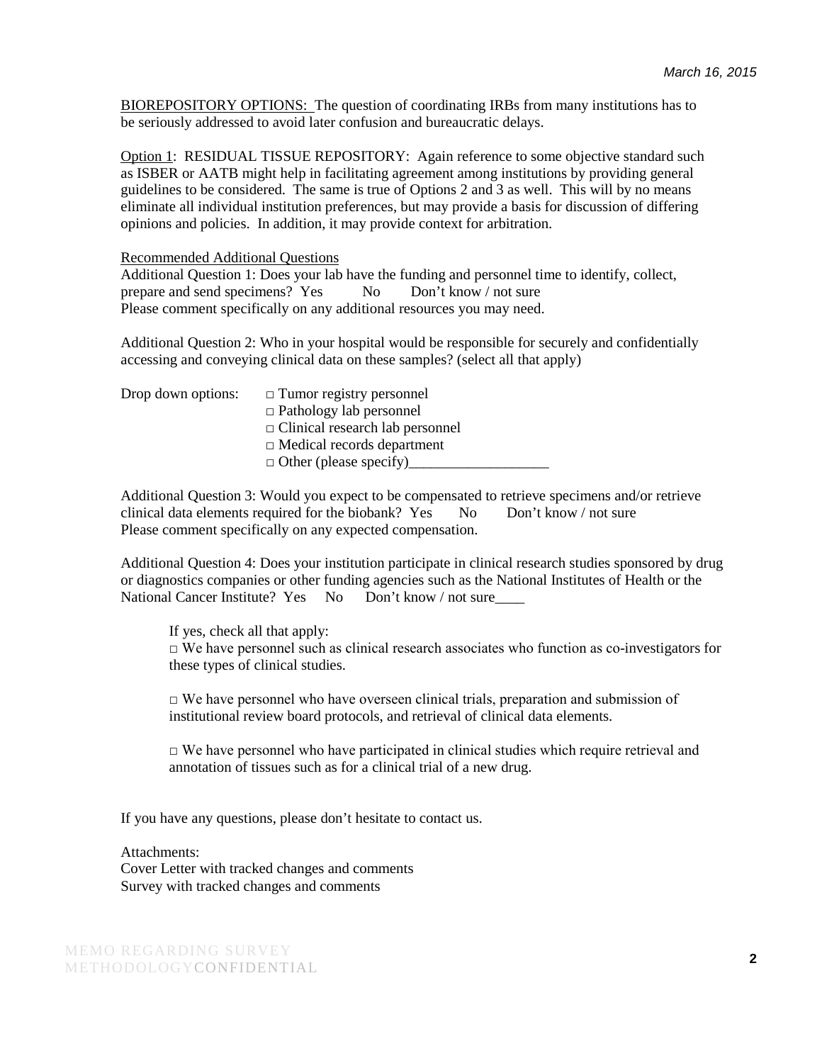BIOREPOSITORY OPTIONS: The question of coordinating IRBs from many institutions has to be seriously addressed to avoid later confusion and bureaucratic delays.

Option 1: RESIDUAL TISSUE REPOSITORY: Again reference to some objective standard such as ISBER or AATB might help in facilitating agreement among institutions by providing general guidelines to be considered. The same is true of Options 2 and 3 as well. This will by no means eliminate all individual institution preferences, but may provide a basis for discussion of differing opinions and policies. In addition, it may provide context for arbitration.

Recommended Additional Questions

Additional Question 1: Does your lab have the funding and personnel time to identify, collect, prepare and send specimens? Yes No Don't know / not sure
Please comment specifically on any additional resources you may need.

Additional Question 2: Who in your hospital would be responsible for securely and confidentially accessing and conveying clinical data on these samples? (select all that apply)

Drop down options:
- □ Tumor registry personnel
- □ Pathology lab personnel
- □ Clinical research lab personnel
- □ Medical records department
- □ Other (please specify)___________________

Additional Question 3: Would you expect to be compensated to retrieve specimens and/or retrieve clinical data elements required for the biobank? Yes No Don't know / not sure
Please comment specifically on any expected compensation.

Additional Question 4: Does your institution participate in clinical research studies sponsored by drug or diagnostics companies or other funding agencies such as the National Institutes of Health or the National Cancer Institute? Yes No Don't know / not sure____

If yes, check all that apply:

□ We have personnel such as clinical research associates who function as co-investigators for these types of clinical studies.

□ We have personnel who have overseen clinical trials, preparation and submission of institutional review board protocols, and retrieval of clinical data elements.

□ We have personnel who have participated in clinical studies which require retrieval and annotation of tissues such as for a clinical trial of a new drug.

If you have any questions, please don't hesitate to contact us.

Attachments:
Cover Letter with tracked changes and comments
Survey with tracked changes and comments